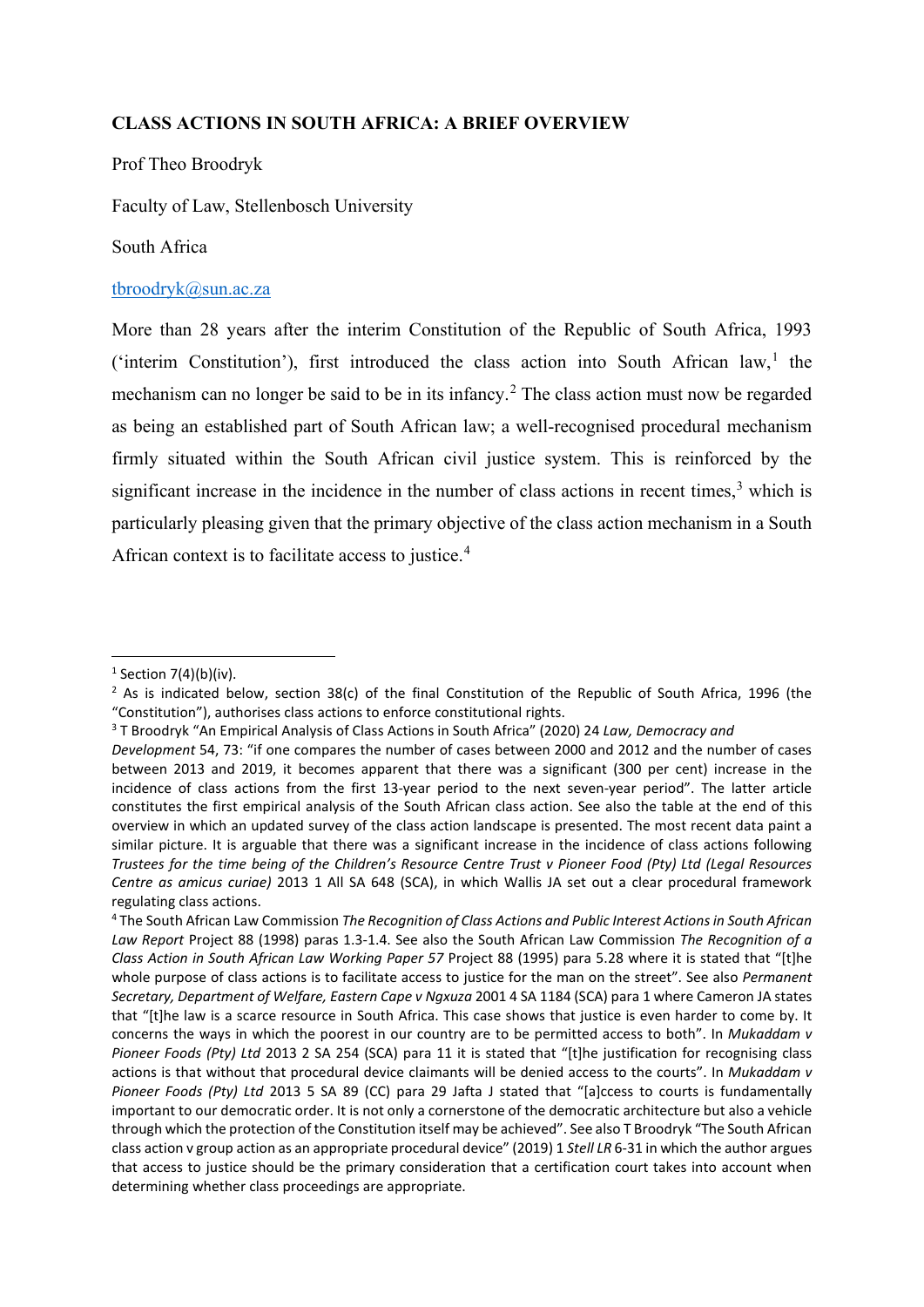**CLASS ACTIONS IN SOUTH AFRICA: A BRIEF OVERVIEW**

Prof Theo Broodryk

Faculty of Law, Stellenbosch University

South Africa

tbroodryk@sun.ac.za

More than 28 years after the interim Constitution of the Republic of South Africa, 1993 ('interim Constitution'), first introduced the class action into South African law,[1] the mechanism can no longer be said to be in its infancy.[2] The class action must now be regarded as being an established part of South African law; a well-recognised procedural mechanism firmly situated within the South African civil justice system. This is reinforced by the significant increase in the incidence in the number of class actions in recent times,[3] which is particularly pleasing given that the primary objective of the class action mechanism in a South African context is to facilitate access to justice.[4]

---

[1] Section 7(4)(b)(iv).

[2] As is indicated below, section 38(c) of the final Constitution of the Republic of South Africa, 1996 (the "Constitution"), authorises class actions to enforce constitutional rights.

[3] T Broodryk "An Empirical Analysis of Class Actions in South Africa" (2020) 24 *Law, Democracy and Development* 54, 73: "if one compares the number of cases between 2000 and 2012 and the number of cases between 2013 and 2019, it becomes apparent that there was a significant (300 per cent) increase in the incidence of class actions from the first 13-year period to the next seven-year period". The latter article constitutes the first empirical analysis of the South African class action. See also the table at the end of this overview in which an updated survey of the class action landscape is presented. The most recent data paint a similar picture. It is arguable that there was a significant increase in the incidence of class actions following *Trustees for the time being of the Children's Resource Centre Trust v Pioneer Food (Pty) Ltd (Legal Resources Centre as amicus curiae)* 2013 1 All SA 648 (SCA), in which Wallis JA set out a clear procedural framework regulating class actions.

[4] The South African Law Commission *The Recognition of Class Actions and Public Interest Actions in South African Law Report* Project 88 (1998) paras 1.3-1.4. See also the South African Law Commission *The Recognition of a Class Action in South African Law Working Paper 57* Project 88 (1995) para 5.28 where it is stated that "[t]he whole purpose of class actions is to facilitate access to justice for the man on the street". See also *Permanent Secretary, Department of Welfare, Eastern Cape v Ngxuza* 2001 4 SA 1184 (SCA) para 1 where Cameron JA states that "[t]he law is a scarce resource in South Africa. This case shows that justice is even harder to come by. It concerns the ways in which the poorest in our country are to be permitted access to both". In *Mukaddam v Pioneer Foods (Pty) Ltd* 2013 2 SA 254 (SCA) para 11 it is stated that "[t]he justification for recognising class actions is that without that procedural device claimants will be denied access to the courts". In *Mukaddam v Pioneer Foods (Pty) Ltd* 2013 5 SA 89 (CC) para 29 Jafta J stated that "[a]ccess to courts is fundamentally important to our democratic order. It is not only a cornerstone of the democratic architecture but also a vehicle through which the protection of the Constitution itself may be achieved". See also T Broodryk "The South African class action v group action as an appropriate procedural device" (2019) 1 *Stell LR* 6-31 in which the author argues that access to justice should be the primary consideration that a certification court takes into account when determining whether class proceedings are appropriate.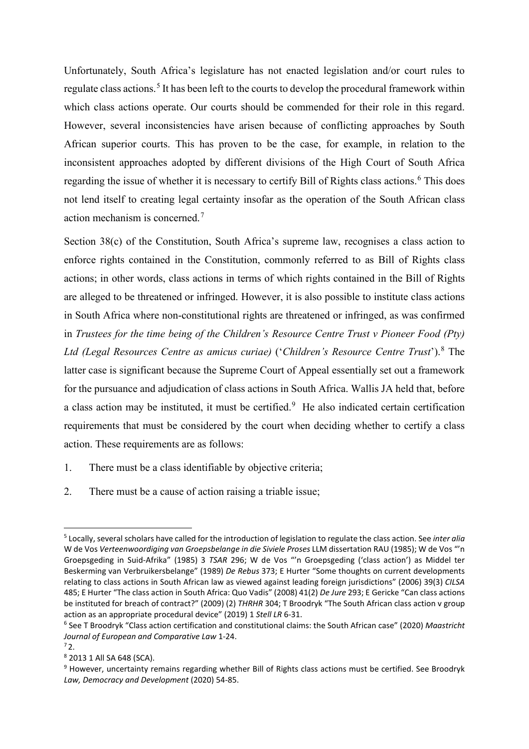Unfortunately, South Africa's legislature has not enacted legislation and/or court rules to regulate class actions.[5] It has been left to the courts to develop the procedural framework within which class actions operate. Our courts should be commended for their role in this regard. However, several inconsistencies have arisen because of conflicting approaches by South African superior courts. This has proven to be the case, for example, in relation to the inconsistent approaches adopted by different divisions of the High Court of South Africa regarding the issue of whether it is necessary to certify Bill of Rights class actions.[6] This does not lend itself to creating legal certainty insofar as the operation of the South African class action mechanism is concerned.[7]

Section 38(c) of the Constitution, South Africa's supreme law, recognises a class action to enforce rights contained in the Constitution, commonly referred to as Bill of Rights class actions; in other words, class actions in terms of which rights contained in the Bill of Rights are alleged to be threatened or infringed. However, it is also possible to institute class actions in South Africa where non-constitutional rights are threatened or infringed, as was confirmed in *Trustees for the time being of the Children's Resource Centre Trust v Pioneer Food (Pty) Ltd (Legal Resources Centre as amicus curiae)* ('*Children's Resource Centre Trust*').[8] The latter case is significant because the Supreme Court of Appeal essentially set out a framework for the pursuance and adjudication of class actions in South Africa. Wallis JA held that, before a class action may be instituted, it must be certified.[9] He also indicated certain certification requirements that must be considered by the court when deciding whether to certify a class action. These requirements are as follows:

1. There must be a class identifiable by objective criteria;
2. There must be a cause of action raising a triable issue;

---

[5] Locally, several scholars have called for the introduction of legislation to regulate the class action. See *inter alia* W de Vos *Verteenwoordiging van Groepsbelange in die Siviele Proses* LLM dissertation RAU (1985); W de Vos "'n Groepsgeding in Suid-Afrika" (1985) 3 *TSAR* 296; W de Vos "'n Groepsgeding ('class action') as Middel ter Beskerming van Verbruikersbelange" (1989) *De Rebus* 373; E Hurter "Some thoughts on current developments relating to class actions in South African law as viewed against leading foreign jurisdictions" (2006) 39(3) *CILSA* 485; E Hurter "The class action in South Africa: Quo Vadis" (2008) 41(2) *De Jure* 293; E Gericke "Can class actions be instituted for breach of contract?" (2009) (2) *THRHR* 304; T Broodryk "The South African class action v group action as an appropriate procedural device" (2019) 1 *Stell LR* 6-31.

[6] See T Broodryk "Class action certification and constitutional claims: the South African case" (2020) *Maastricht Journal of European and Comparative Law* 1-24.

[7] 2.

[8] 2013 1 All SA 648 (SCA).

[9] However, uncertainty remains regarding whether Bill of Rights class actions must be certified. See Broodryk *Law, Democracy and Development* (2020) 54-85.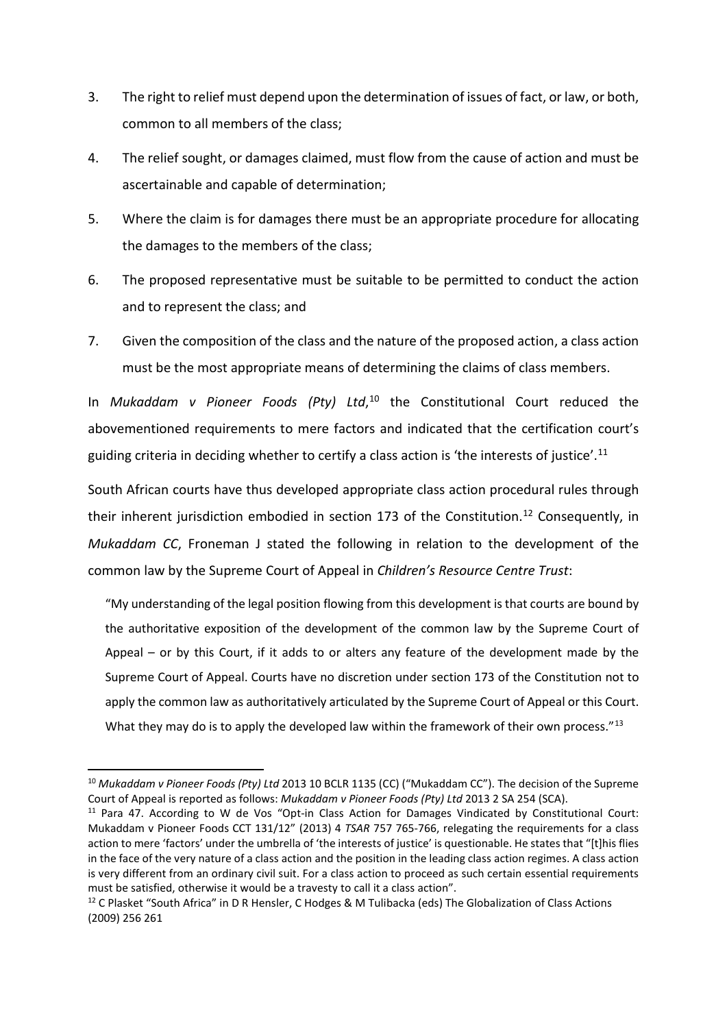3. The right to relief must depend upon the determination of issues of fact, or law, or both, common to all members of the class;
4. The relief sought, or damages claimed, must flow from the cause of action and must be ascertainable and capable of determination;
5. Where the claim is for damages there must be an appropriate procedure for allocating the damages to the members of the class;
6. The proposed representative must be suitable to be permitted to conduct the action and to represent the class; and
7. Given the composition of the class and the nature of the proposed action, a class action must be the most appropriate means of determining the claims of class members.

In *Mukaddam v Pioneer Foods (Pty) Ltd*,[10] the Constitutional Court reduced the abovementioned requirements to mere factors and indicated that the certification court's guiding criteria in deciding whether to certify a class action is 'the interests of justice'.[11]

South African courts have thus developed appropriate class action procedural rules through their inherent jurisdiction embodied in section 173 of the Constitution.[12] Consequently, in *Mukaddam CC*, Froneman J stated the following in relation to the development of the common law by the Supreme Court of Appeal in *Children's Resource Centre Trust*:

> "My understanding of the legal position flowing from this development is that courts are bound by the authoritative exposition of the development of the common law by the Supreme Court of Appeal – or by this Court, if it adds to or alters any feature of the development made by the Supreme Court of Appeal. Courts have no discretion under section 173 of the Constitution not to apply the common law as authoritatively articulated by the Supreme Court of Appeal or this Court. What they may do is to apply the developed law within the framework of their own process."[13]

---

[10] *Mukaddam v Pioneer Foods (Pty) Ltd* 2013 10 BCLR 1135 (CC) ("Mukaddam CC"). The decision of the Supreme Court of Appeal is reported as follows: *Mukaddam v Pioneer Foods (Pty) Ltd* 2013 2 SA 254 (SCA).

[11] Para 47. According to W de Vos "Opt-in Class Action for Damages Vindicated by Constitutional Court: Mukaddam v Pioneer Foods CCT 131/12" (2013) 4 *TSAR* 757 765-766, relegating the requirements for a class action to mere 'factors' under the umbrella of 'the interests of justice' is questionable. He states that "[t]his flies in the face of the very nature of a class action and the position in the leading class action regimes. A class action is very different from an ordinary civil suit. For a class action to proceed as such certain essential requirements must be satisfied, otherwise it would be a travesty to call it a class action".

[12] C Plasket "South Africa" in D R Hensler, C Hodges & M Tulibacka (eds) The Globalization of Class Actions (2009) 256 261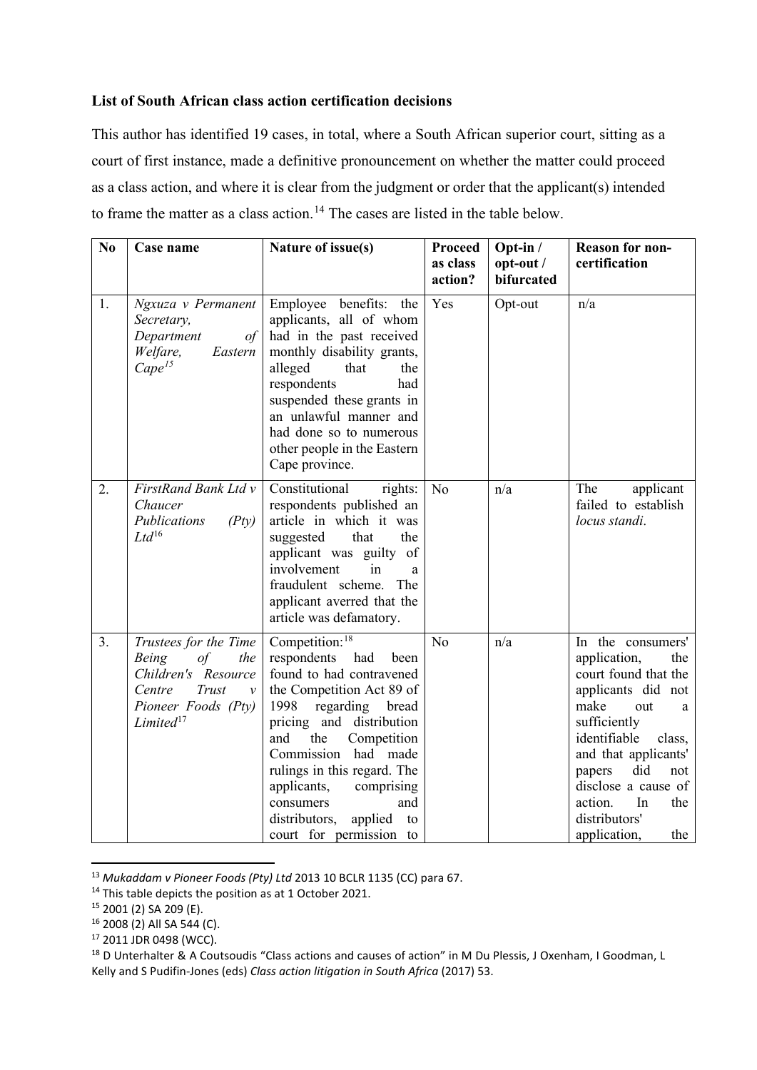**List of South African class action certification decisions**

This author has identified 19 cases, in total, where a South African superior court, sitting as a court of first instance, made a definitive pronouncement on whether the matter could proceed as a class action, and where it is clear from the judgment or order that the applicant(s) intended to frame the matter as a class action.[14] The cases are listed in the table below.

| No | Case name | Nature of issue(s) | Proceed as class action? | Opt-in / opt-out / bifurcated | Reason for non-certification |
|---|---|---|---|---|---|
| 1. | *Ngxuza v Permanent Secretary, Department of Welfare, Eastern Cape*[15] | Employee benefits: the applicants, all of whom had in the past received monthly disability grants, alleged that the respondents had suspended these grants in an unlawful manner and had done so to numerous other people in the Eastern Cape province. | Yes | Opt-out | n/a |
| 2. | *FirstRand Bank Ltd v Chaucer Publications (Pty) Ltd*[16] | Constitutional rights: respondents published an article in which it was suggested that the applicant was guilty of involvement in a fraudulent scheme. The applicant averred that the article was defamatory. | No | n/a | The applicant failed to establish *locus standi*. |
| 3. | *Trustees for the Time Being of the Children's Resource Centre Trust v Pioneer Foods (Pty) Limited*[17] | Competition:[18] respondents had been found to had contravened the Competition Act 89 of 1998 regarding bread pricing and distribution and the Competition Commission had made rulings in this regard. The applicants, comprising consumers and distributors, applied to court for permission to | No | n/a | In the consumers' application, the court found that the applicants did not make out a sufficiently identifiable class, and that applicants' papers did not disclose a cause of action. In the distributors' application, the |

[13] *Mukaddam v Pioneer Foods (Pty) Ltd* 2013 10 BCLR 1135 (CC) para 67.

[14] This table depicts the position as at 1 October 2021.

[15] 2001 (2) SA 209 (E).

[16] 2008 (2) All SA 544 (C).

[17] 2011 JDR 0498 (WCC).

[18] D Unterhalter & A Coutsoudis "Class actions and causes of action" in M Du Plessis, J Oxenham, I Goodman, L Kelly and S Pudifin-Jones (eds) *Class action litigation in South Africa* (2017) 53.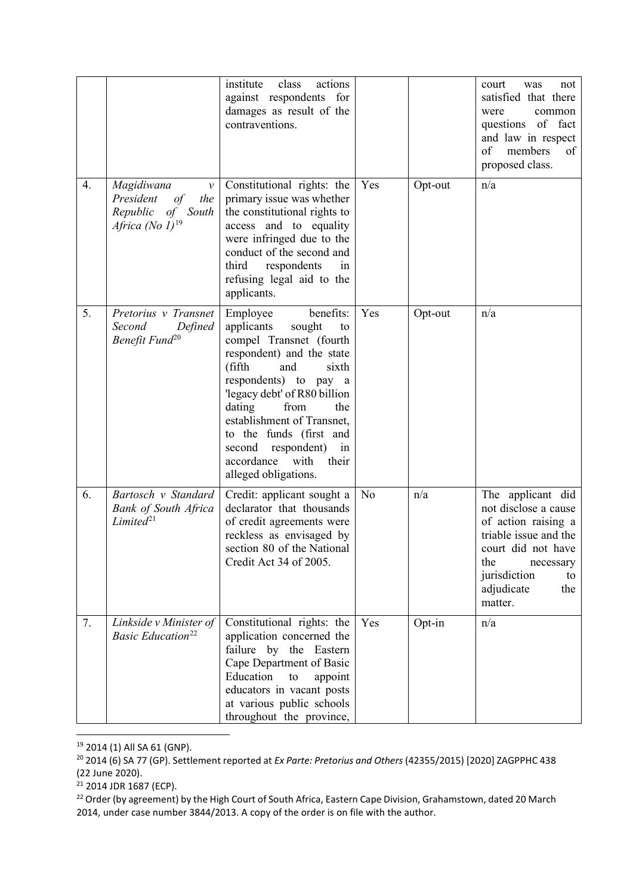| | | | | | |
|---|---|---|---|---|---|
| | | institute class actions against respondents for damages as result of the contraventions. | | | court was not satisfied that there were common questions of fact and law in respect of members of proposed class. |
| 4. | *Magidiwana v President of the Republic of South Africa (No 1)*[19] | Constitutional rights: the primary issue was whether the constitutional rights to access and to equality were infringed due to the conduct of the second and third respondents in refusing legal aid to the applicants. | Yes | Opt-out | n/a |
| 5. | *Pretorius v Transnet Second Defined Benefit Fund*[20] | Employee benefits: applicants sought to compel Transnet (fourth respondent) and the state (fifth and sixth respondents) to pay a 'legacy debt' of R80 billion dating from the establishment of Transnet, to the funds (first and second respondent) in accordance with their alleged obligations. | Yes | Opt-out | n/a |
| 6. | *Bartosch v Standard Bank of South Africa Limited*[21] | Credit: applicant sought a declarator that thousands of credit agreements were reckless as envisaged by section 80 of the National Credit Act 34 of 2005. | No | n/a | The applicant did not disclose a cause of action raising a triable issue and the court did not have the necessary jurisdiction to adjudicate the matter. |
| 7. | *Linkside v Minister of Basic Education*[22] | Constitutional rights: the application concerned the failure by the Eastern Cape Department of Basic Education to appoint educators in vacant posts at various public schools throughout the province, | Yes | Opt-in | n/a |

[19] 2014 (1) All SA 61 (GNP).

[20] 2014 (6) SA 77 (GP). Settlement reported at *Ex Parte: Pretorius and Others* (42355/2015) [2020] ZAGPPHC 438 (22 June 2020).

[21] 2014 JDR 1687 (ECP).

[22] Order (by agreement) by the High Court of South Africa, Eastern Cape Division, Grahamstown, dated 20 March 2014, under case number 3844/2013. A copy of the order is on file with the author.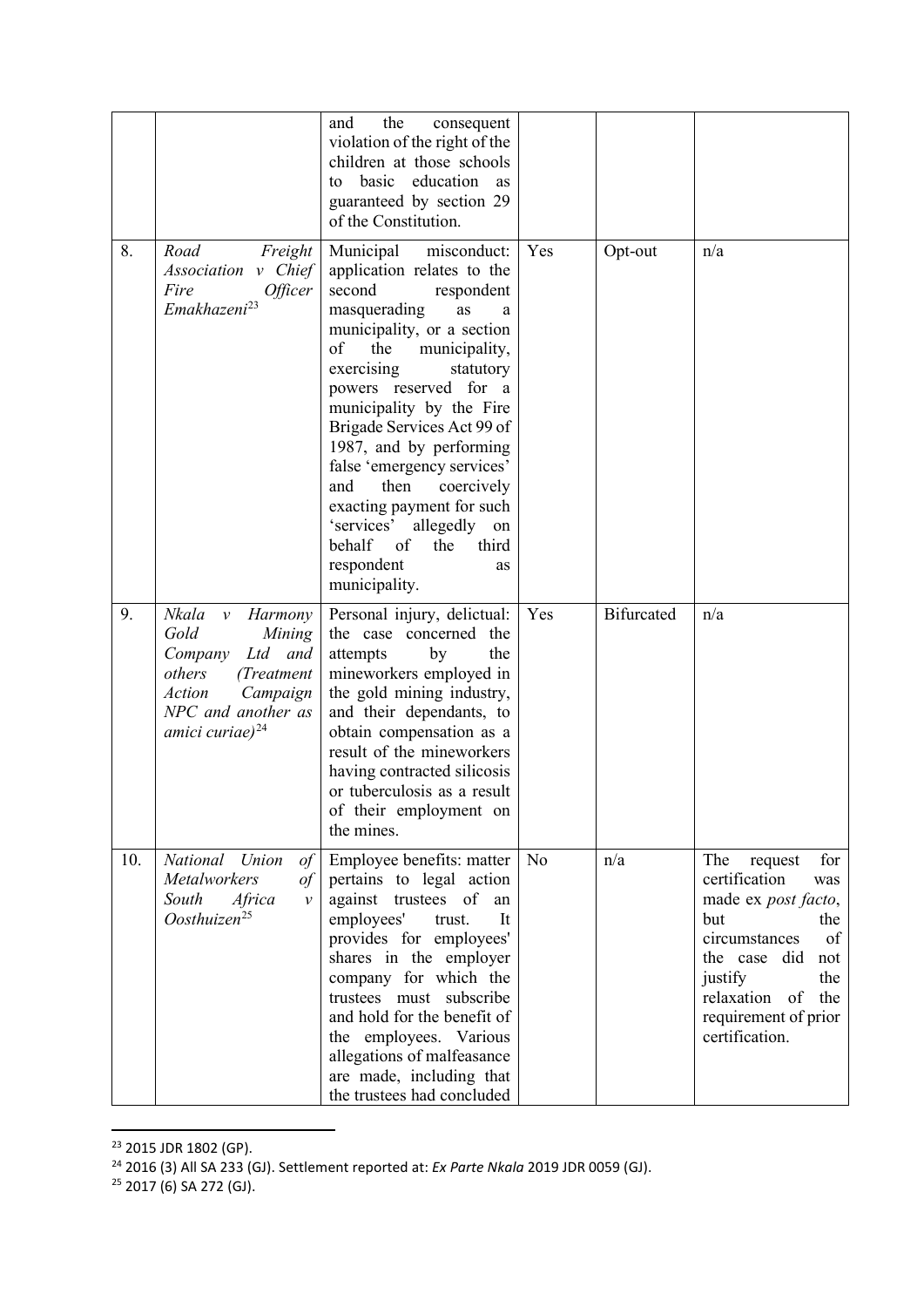| | | and the consequent violation of the right of the children at those schools to basic education as guaranteed by section 29 of the Constitution. | | | |
|---|---|---|---|---|---|
| 8. | *Road Freight Association v Chief Fire Officer Emakhazeni*[23] | Municipal misconduct: application relates to the second respondent masquerading as a municipality, or a section of the municipality, exercising statutory powers reserved for a municipality by the Fire Brigade Services Act 99 of 1987, and by performing false 'emergency services' and then coercively exacting payment for such 'services' allegedly on behalf of the third respondent as municipality. | Yes | Opt-out | n/a |
| 9. | *Nkala v Harmony Gold Mining Company Ltd and others (Treatment Action Campaign NPC and another as amici curiae)*[24] | Personal injury, delictual: the case concerned the attempts by the mineworkers employed in the gold mining industry, and their dependants, to obtain compensation as a result of the mineworkers having contracted silicosis or tuberculosis as a result of their employment on the mines. | Yes | Bifurcated | n/a |
| 10. | *National Union of Metalworkers of South Africa v Oosthuizen*[25] | Employee benefits: matter pertains to legal action against trustees of an employees' trust. It provides for employees' shares in the employer company for which the trustees must subscribe and hold for the benefit of the employees. Various allegations of malfeasance are made, including that the trustees had concluded | No | n/a | The request for certification was made ex *post facto*, but the circumstances of the case did not justify the relaxation of the requirement of prior certification. |

[23] 2015 JDR 1802 (GP).

[24] 2016 (3) All SA 233 (GJ). Settlement reported at: *Ex Parte Nkala* 2019 JDR 0059 (GJ).

[25] 2017 (6) SA 272 (GJ).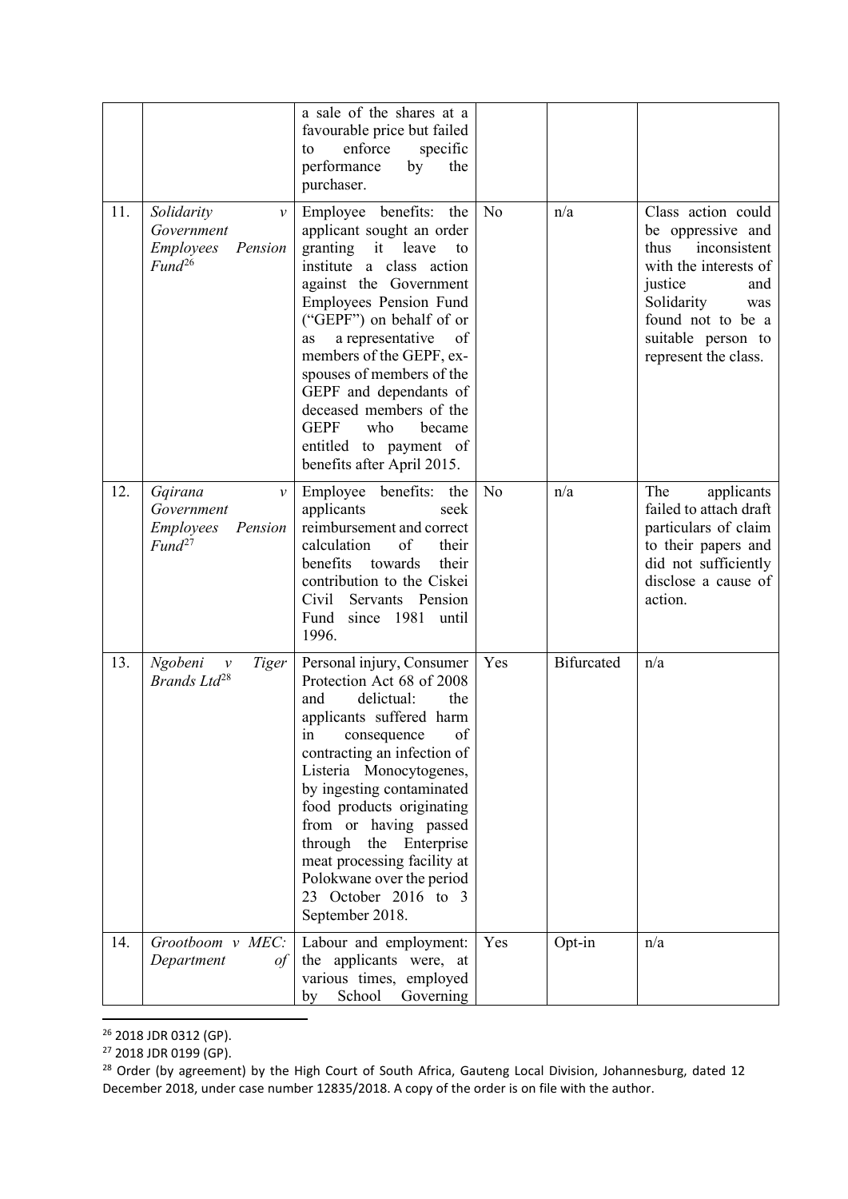| | | | | | |
|---|---|---|---|---|---|
| | | a sale of the shares at a favourable price but failed to enforce specific performance by the purchaser. | | | |
| 11. | *Solidarity v Government Employees Pension Fund*[26] | Employee benefits: the applicant sought an order granting it leave to institute a class action against the Government Employees Pension Fund ("GEPF") on behalf of or as a representative of members of the GEPF, ex-spouses of members of the GEPF and dependants of deceased members of the GEPF who became entitled to payment of benefits after April 2015. | No | n/a | Class action could be oppressive and thus inconsistent with the interests of justice and Solidarity was found not to be a suitable person to represent the class. |
| 12. | *Gqirana v Government Employees Pension Fund*[27] | Employee benefits: the applicants seek reimbursement and correct calculation of their benefits towards their contribution to the Ciskei Civil Servants Pension Fund since 1981 until 1996. | No | n/a | The applicants failed to attach draft particulars of claim to their papers and did not sufficiently disclose a cause of action. |
| 13. | *Ngobeni v Tiger Brands Ltd*[28] | Personal injury, Consumer Protection Act 68 of 2008 and delictual: the applicants suffered harm in consequence of contracting an infection of Listeria Monocytogenes, by ingesting contaminated food products originating from or having passed through the Enterprise meat processing facility at Polokwane over the period 23 October 2016 to 3 September 2018. | Yes | Bifurcated | n/a |
| 14. | *Grootboom v MEC: Department of* | Labour and employment: the applicants were, at various times, employed by School Governing | Yes | Opt-in | n/a |

[26] 2018 JDR 0312 (GP).

[27] 2018 JDR 0199 (GP).

[28] Order (by agreement) by the High Court of South Africa, Gauteng Local Division, Johannesburg, dated 12 December 2018, under case number 12835/2018. A copy of the order is on file with the author.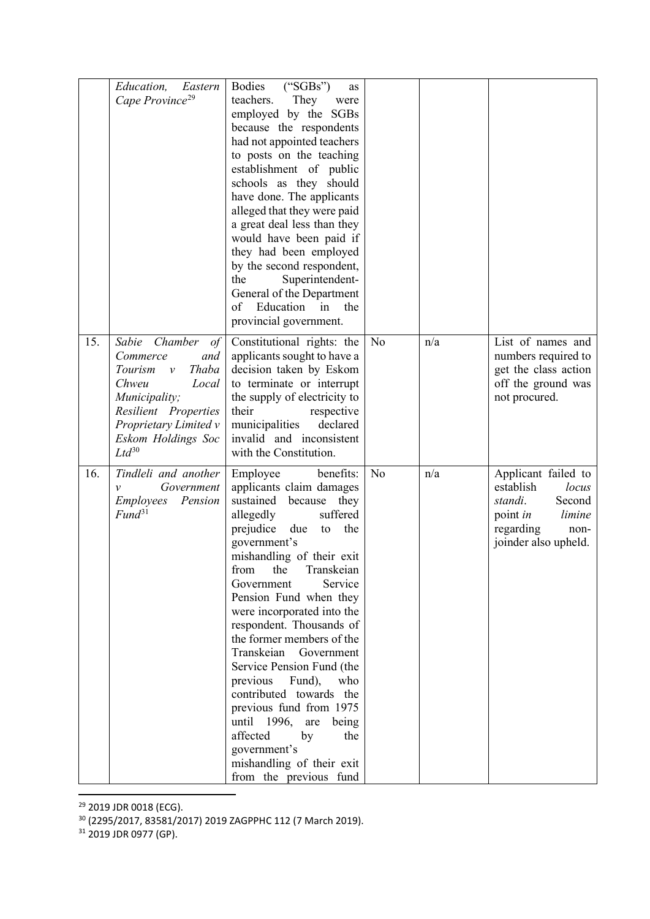| | | | | | |
|---|---|---|---|---|---|
| | *Education, Eastern Cape Province*[29] | Bodies ("SGBs") as teachers. They were employed by the SGBs because the respondents had not appointed teachers to posts on the teaching establishment of public schools as they should have done. The applicants alleged that they were paid a great deal less than they would have been paid if they had been employed by the second respondent, the Superintendent-General of the Department of Education in the provincial government. | | | |
| 15. | *Sabie Chamber of Commerce and Tourism v Thaba Chweu Local Municipality; Resilient Properties Proprietary Limited v Eskom Holdings Soc Ltd*[30] | Constitutional rights: the applicants sought to have a decision taken by Eskom to terminate or interrupt the supply of electricity to their respective municipalities declared invalid and inconsistent with the Constitution. | No | n/a | List of names and numbers required to get the class action off the ground was not procured. |
| 16. | *Tindleli and another v Government Employees Pension Fund*[31] | Employee benefits: applicants claim damages sustained because they allegedly suffered prejudice due to the government's mishandling of their exit from the Transkeian Government Service Pension Fund when they were incorporated into the respondent. Thousands of the former members of the Transkeian Government Service Pension Fund (the previous Fund), who contributed towards the previous fund from 1975 until 1996, are being affected by the government's mishandling of their exit from the previous fund | No | n/a | Applicant failed to establish *locus standi*. Second point *in limine* regarding non-joinder also upheld. |

[29] 2019 JDR 0018 (ECG).

[30] (2295/2017, 83581/2017) 2019 ZAGPPHC 112 (7 March 2019).

[31] 2019 JDR 0977 (GP).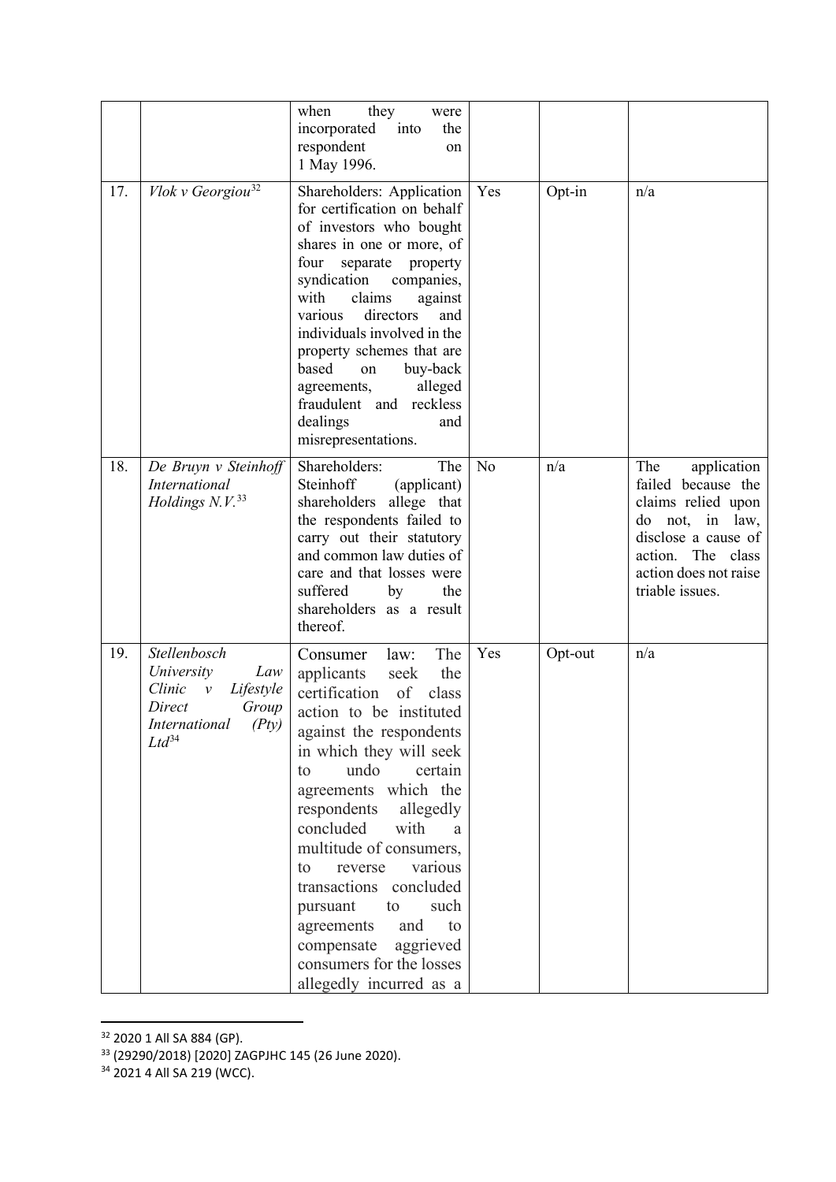| | | | | | |
|---|---|---|---|---|---|
| | | when they were incorporated into the respondent on 1 May 1996. | | | |
| 17. | *Vlok v Georgiou*[32] | Shareholders: Application for certification on behalf of investors who bought shares in one or more, of four separate property syndication companies, with claims against various directors and individuals involved in the property schemes that are based on buy-back agreements, alleged fraudulent and reckless dealings and misrepresentations. | Yes | Opt-in | n/a |
| 18. | *De Bruyn v Steinhoff International Holdings N.V.*[33] | Shareholders: The Steinhoff (applicant) shareholders allege that the respondents failed to carry out their statutory and common law duties of care and that losses were suffered by the shareholders as a result thereof. | No | n/a | The application failed because the claims relied upon do not, in law, disclose a cause of action. The class action does not raise triable issues. |
| 19. | *Stellenbosch University Law Clinic v Lifestyle Direct Group International (Pty) Ltd*[34] | Consumer law: The applicants seek the certification of class action to be instituted against the respondents in which they will seek to undo certain agreements which the respondents allegedly concluded with a multitude of consumers, to reverse various transactions concluded pursuant to such agreements and to compensate aggrieved consumers for the losses allegedly incurred as a | Yes | Opt-out | n/a |

[32] 2020 1 All SA 884 (GP).

[33] (29290/2018) [2020] ZAGPJHC 145 (26 June 2020).

[34] 2021 4 All SA 219 (WCC).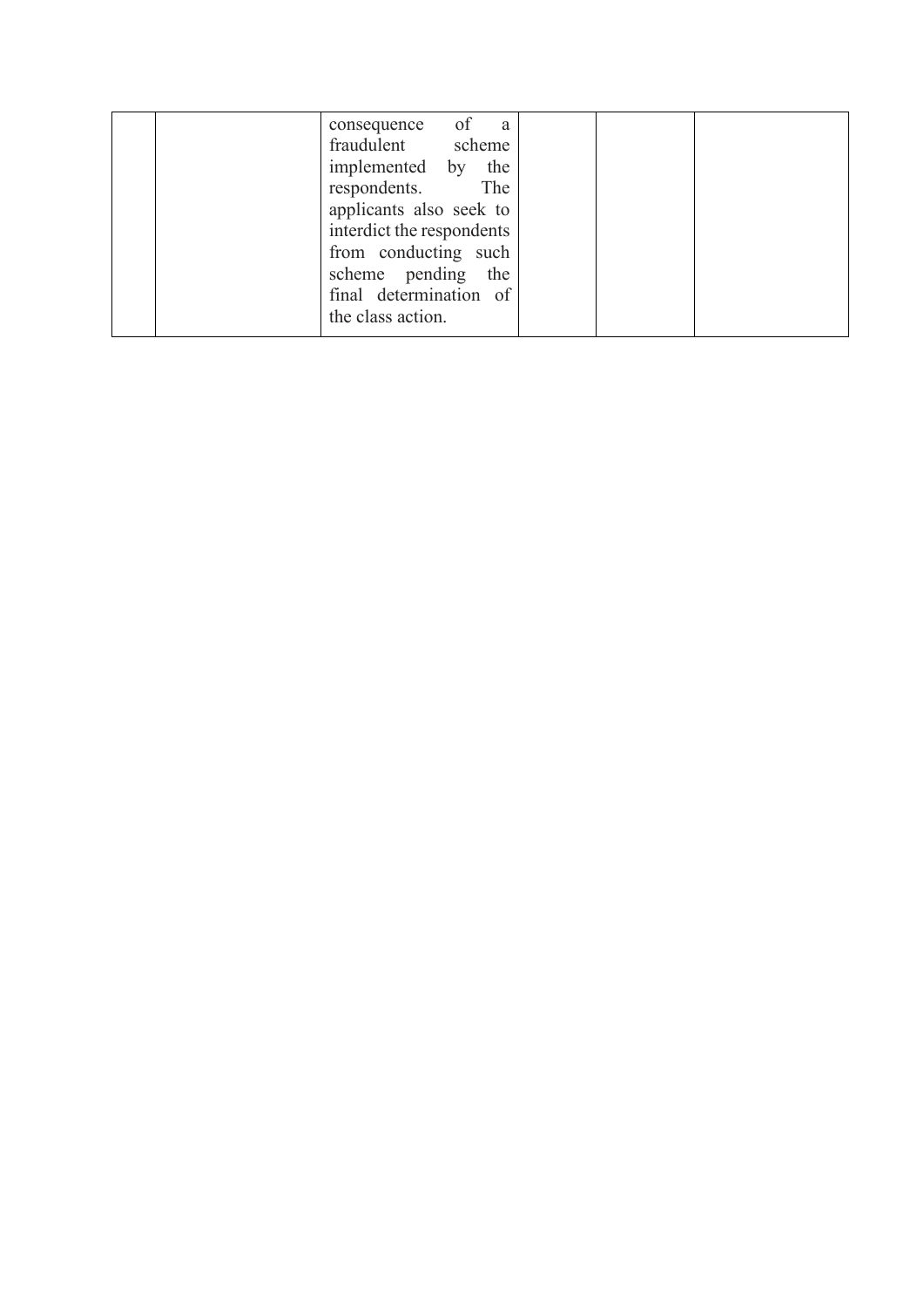| | | | | | |
|---|---|---|---|---|---|
| | | consequence of a fraudulent scheme implemented by the respondents. The applicants also seek to interdict the respondents from conducting such scheme pending the final determination of the class action. | | | |